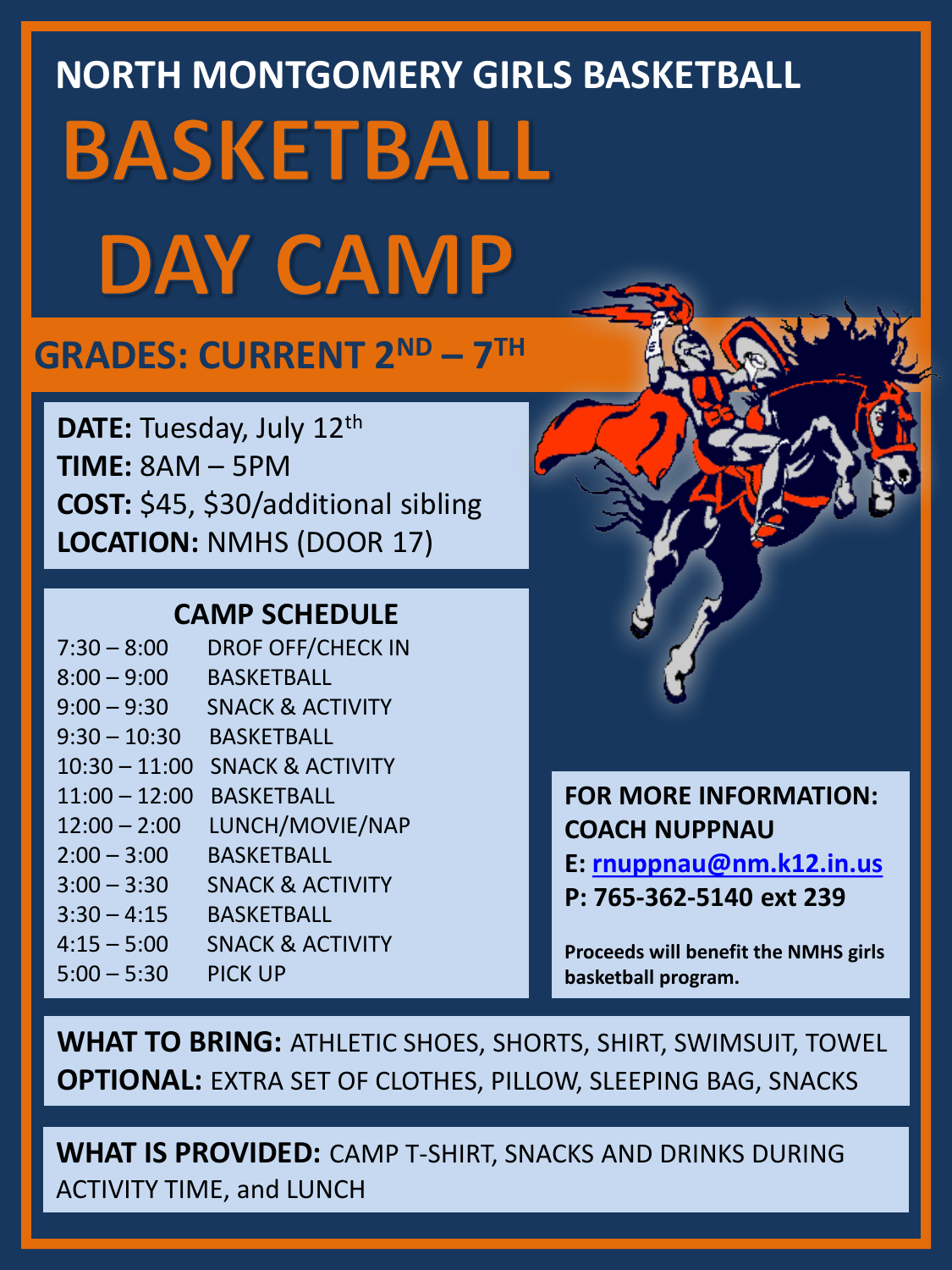# NORTH MONTGOMERY GIRLS BASKETBALL

# BASKETBALL DAY CAMP

## GRADES: CURRENT 2ND – 7TH

**DATE:** Tuesday, July 12th
**TIME:** 8AM – 5PM
**COST:** $45, $30/additional sibling
**LOCATION:** NMHS (DOOR 17)

### CAMP SCHEDULE

| | |
|---|---|
| 7:30 – 8:00 | DROF OFF/CHECK IN |
| 8:00 – 9:00 | BASKETBALL |
| 9:00 – 9:30 | SNACK & ACTIVITY |
| 9:30 – 10:30 | BASKETBALL |
| 10:30 – 11:00 | SNACK & ACTIVITY |
| 11:00 – 12:00 | BASKETBALL |
| 12:00 – 2:00 | LUNCH/MOVIE/NAP |
| 2:00 – 3:00 | BASKETBALL |
| 3:00 – 3:30 | SNACK & ACTIVITY |
| 3:30 – 4:15 | BASKETBALL |
| 4:15 – 5:00 | SNACK & ACTIVITY |
| 5:00 – 5:30 | PICK UP |

**FOR MORE INFORMATION:**
**COACH NUPPNAU**
**E: rnuppnau@nm.k12.in.us**
**P: 765-362-5140 ext 239**

**Proceeds will benefit the NMHS girls basketball program.**

**WHAT TO BRING:** ATHLETIC SHOES, SHORTS, SHIRT, SWIMSUIT, TOWEL
**OPTIONAL:** EXTRA SET OF CLOTHES, PILLOW, SLEEPING BAG, SNACKS

**WHAT IS PROVIDED:** CAMP T-SHIRT, SNACKS AND DRINKS DURING ACTIVITY TIME, and LUNCH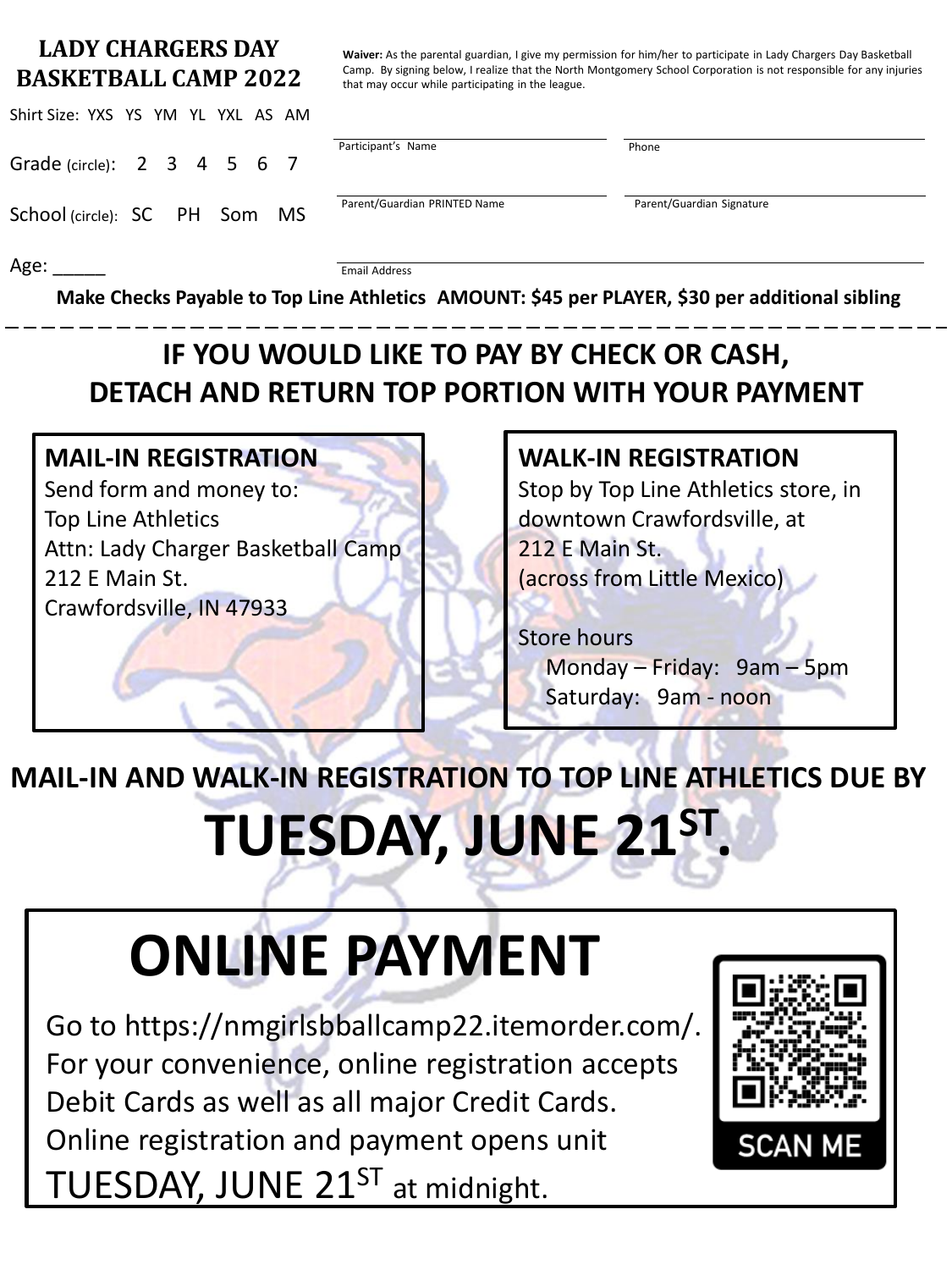## LADY CHARGERS DAY BASKETBALL CAMP 2022

Shirt Size: YXS YS YM YL YXL AS AM

Grade (circle): 2 3 4 5 6 7

School (circle): SC PH Som MS

Age: _____

**Waiver:** As the parental guardian, I give my permission for him/her to participate in Lady Chargers Day Basketball Camp. By signing below, I realize that the North Montgomery School Corporation is not responsible for any injuries that may occur while participating in the league.

Participant's Name ______________________ Phone ______________________

Parent/Guardian PRINTED Name ______________________ Parent/Guardian Signature ______________________

Email Address ______________________

**Make Checks Payable to Top Line Athletics AMOUNT: $45 per PLAYER, $30 per additional sibling**

---

## IF YOU WOULD LIKE TO PAY BY CHECK OR CASH, DETACH AND RETURN TOP PORTION WITH YOUR PAYMENT

### MAIL-IN REGISTRATION

Send form and money to:
Top Line Athletics
Attn: Lady Charger Basketball Camp
212 E Main St.
Crawfordsville, IN 47933

### WALK-IN REGISTRATION

Stop by Top Line Athletics store, in downtown Crawfordsville, at 212 E Main St.
(across from Little Mexico)

Store hours
Monday – Friday: 9am – 5pm
Saturday: 9am - noon

## MAIL-IN AND WALK-IN REGISTRATION TO TOP LINE ATHLETICS DUE BY

# TUESDAY, JUNE 21ST.

# ONLINE PAYMENT

Go to https://nmgirlsbballcamp22.itemorder.com/. For your convenience, online registration accepts Debit Cards as well as all major Credit Cards. Online registration and payment opens unit TUESDAY, JUNE 21ST at midnight.

SCAN ME